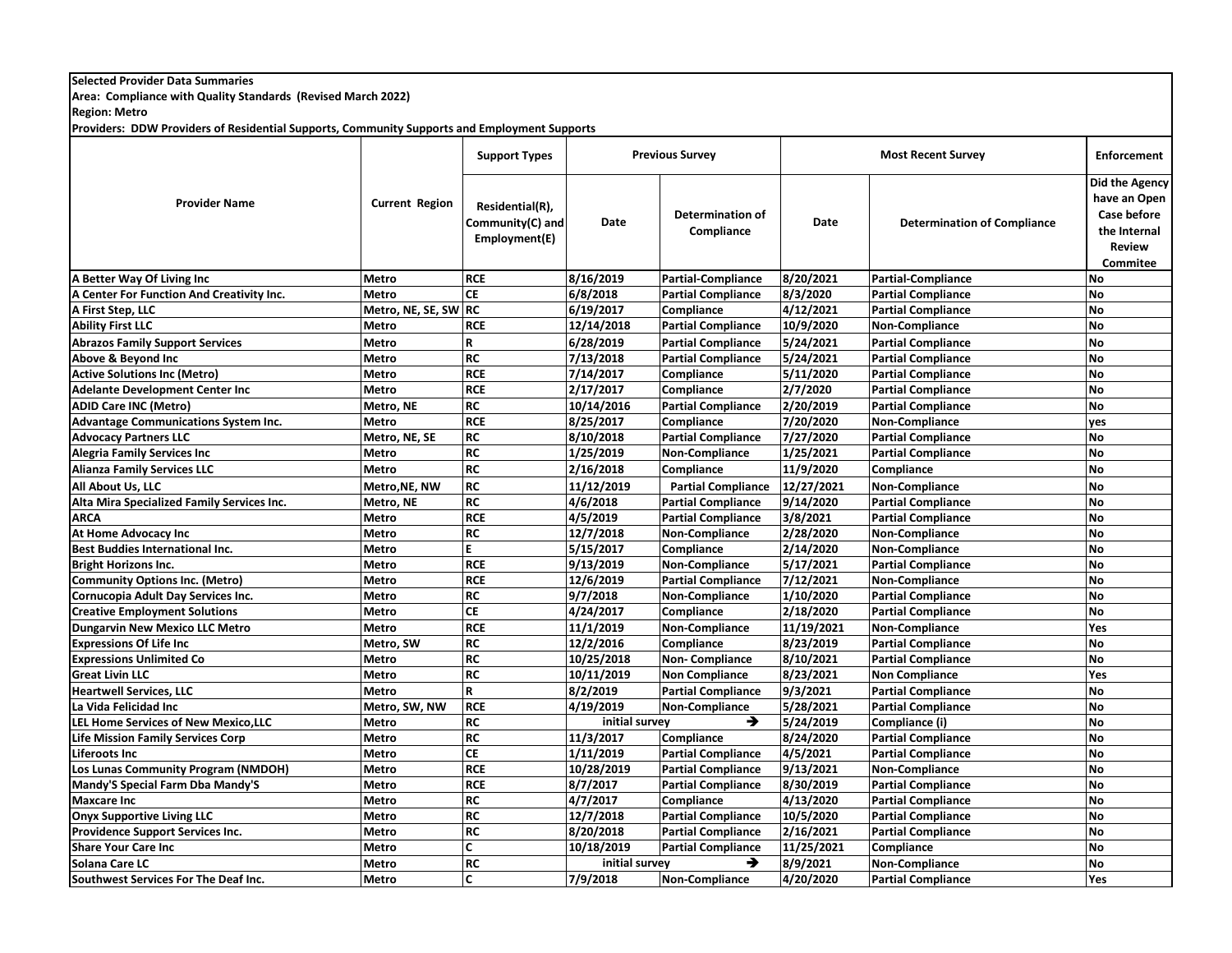**Selected Provider Data Summaries**

**Area: Compliance with Quality Standards (Revised March 2022)**

**Region: Metro**

**Providers: DDW Providers of Residential Supports, Community Supports and Employment Supports**

| Provider Name | Current Region | Support Types | Previous Survey | | Most Recent Survey | | Enforcement |
|---|---|---|---|---|---|---|---|
| | | Residential(R), Community(C) and Employment(E) | Date | Determination of Compliance | Date | Determination of Compliance | Did the Agency have an Open Case before the Internal Review Commitee |
| A Better Way Of Living Inc | Metro | RCE | 8/16/2019 | Partial-Compliance | 8/20/2021 | Partial-Compliance | No |
| A Center For Function And Creativity Inc. | Metro | CE | 6/8/2018 | Partial Compliance | 8/3/2020 | Partial Compliance | No |
| A First Step, LLC | Metro, NE, SE, SW | RC | 6/19/2017 | Compliance | 4/12/2021 | Partial Compliance | No |
| Ability First LLC | Metro | RCE | 12/14/2018 | Partial Compliance | 10/9/2020 | Non-Compliance | No |
| Abrazos Family Support Services | Metro | R | 6/28/2019 | Partial Compliance | 5/24/2021 | Partial Compliance | No |
| Above & Beyond Inc | Metro | RC | 7/13/2018 | Partial Compliance | 5/24/2021 | Partial Compliance | No |
| Active Solutions Inc (Metro) | Metro | RCE | 7/14/2017 | Compliance | 5/11/2020 | Partial Compliance | No |
| Adelante Development Center Inc | Metro | RCE | 2/17/2017 | Compliance | 2/7/2020 | Partial Compliance | No |
| ADID Care INC (Metro) | Metro, NE | RC | 10/14/2016 | Partial Compliance | 2/20/2019 | Partial Compliance | No |
| Advantage Communications System Inc. | Metro | RCE | 8/25/2017 | Compliance | 7/20/2020 | Non-Compliance | yes |
| Advocacy Partners LLC | Metro, NE, SE | RC | 8/10/2018 | Partial Compliance | 7/27/2020 | Partial Compliance | No |
| Alegria Family Services Inc | Metro | RC | 1/25/2019 | Non-Compliance | 1/25/2021 | Partial Compliance | No |
| Alianza Family Services LLC | Metro | RC | 2/16/2018 | Compliance | 11/9/2020 | Compliance | No |
| All About Us, LLC | Metro,NE, NW | RC | 11/12/2019 | Partial Compliance | 12/27/2021 | Non-Compliance | No |
| Alta Mira Specialized Family Services Inc. | Metro, NE | RC | 4/6/2018 | Partial Compliance | 9/14/2020 | Partial Compliance | No |
| ARCA | Metro | RCE | 4/5/2019 | Partial Compliance | 3/8/2021 | Partial Compliance | No |
| At Home Advocacy Inc | Metro | RC | 12/7/2018 | Non-Compliance | 2/28/2020 | Non-Compliance | No |
| Best Buddies International Inc. | Metro | E | 5/15/2017 | Compliance | 2/14/2020 | Non-Compliance | No |
| Bright Horizons Inc. | Metro | RCE | 9/13/2019 | Non-Compliance | 5/17/2021 | Partial Compliance | No |
| Community Options Inc. (Metro) | Metro | RCE | 12/6/2019 | Partial Compliance | 7/12/2021 | Non-Compliance | No |
| Cornucopia Adult Day Services Inc. | Metro | RC | 9/7/2018 | Non-Compliance | 1/10/2020 | Partial Compliance | No |
| Creative Employment Solutions | Metro | CE | 4/24/2017 | Compliance | 2/18/2020 | Partial Compliance | No |
| Dungarvin New Mexico LLC Metro | Metro | RCE | 11/1/2019 | Non-Compliance | 11/19/2021 | Non-Compliance | Yes |
| Expressions Of Life Inc | Metro, SW | RC | 12/2/2016 | Compliance | 8/23/2019 | Partial Compliance | No |
| Expressions Unlimited Co | Metro | RC | 10/25/2018 | Non- Compliance | 8/10/2021 | Partial Compliance | No |
| Great Livin LLC | Metro | RC | 10/11/2019 | Non Compliance | 8/23/2021 | Non Compliance | Yes |
| Heartwell Services, LLC | Metro | R | 8/2/2019 | Partial Compliance | 9/3/2021 | Partial Compliance | No |
| La Vida Felicidad Inc | Metro, SW, NW | RCE | 4/19/2019 | Non-Compliance | 5/28/2021 | Partial Compliance | No |
| LEL Home Services of New Mexico,LLC | Metro | RC | initial survey | ➔ | 5/24/2019 | Compliance (i) | No |
| Life Mission Family Services Corp | Metro | RC | 11/3/2017 | Compliance | 8/24/2020 | Partial Compliance | No |
| Liferoots Inc | Metro | CE | 1/11/2019 | Partial Compliance | 4/5/2021 | Partial Compliance | No |
| Los Lunas Community Program (NMDOH) | Metro | RCE | 10/28/2019 | Partial Compliance | 9/13/2021 | Non-Compliance | No |
| Mandy'S Special Farm Dba Mandy'S | Metro | RCE | 8/7/2017 | Partial Compliance | 8/30/2019 | Partial Compliance | No |
| Maxcare Inc | Metro | RC | 4/7/2017 | Compliance | 4/13/2020 | Partial Compliance | No |
| Onyx Supportive Living LLC | Metro | RC | 12/7/2018 | Partial Compliance | 10/5/2020 | Partial Compliance | No |
| Providence Support Services Inc. | Metro | RC | 8/20/2018 | Partial Compliance | 2/16/2021 | Partial Compliance | No |
| Share Your Care Inc | Metro | C | 10/18/2019 | Partial Compliance | 11/25/2021 | Compliance | No |
| Solana Care LC | Metro | RC | initial survey | ➔ | 8/9/2021 | Non-Compliance | No |
| Southwest Services For The Deaf Inc. | Metro | C | 7/9/2018 | Non-Compliance | 4/20/2020 | Partial Compliance | Yes |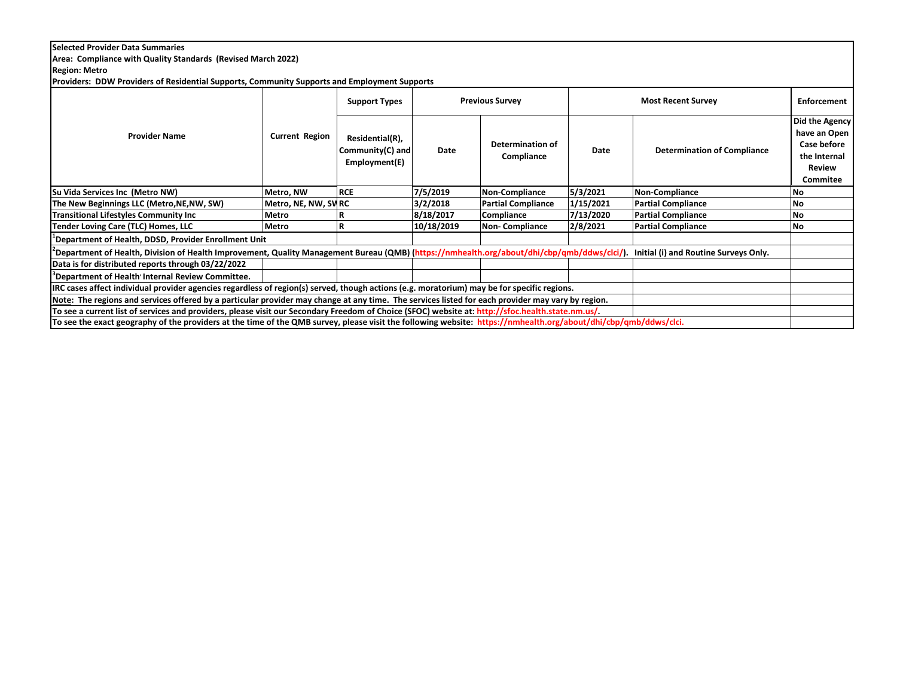**Selected Provider Data Summaries**

**Area: Compliance with Quality Standards (Revised March 2022)**

**Region: Metro**

**Providers: DDW Providers of Residential Supports, Community Supports and Employment Supports**

| Provider Name | Current Region | Support Types | Previous Survey | | Most Recent Survey | | Enforcement |
|---|---|---|---|---|---|---|---|
| | | Residential(R), Community(C) and Employment(E) | Date | Determination of Compliance | Date | Determination of Compliance | Did the Agency have an Open Case before the Internal Review Commitee |
| Su Vida Services Inc (Metro NW) | Metro, NW | RCE | 7/5/2019 | Non-Compliance | 5/3/2021 | Non-Compliance | No |
| The New Beginnings LLC (Metro,NE,NW, SW) | Metro, NE, NW, SW | RC | 3/2/2018 | Partial Compliance | 1/15/2021 | Partial Compliance | No |
| Transitional Lifestyles Community Inc | Metro | R | 8/18/2017 | Compliance | 7/13/2020 | Partial Compliance | No |
| Tender Loving Care (TLC) Homes, LLC | Metro | R | 10/18/2019 | Non- Compliance | 2/8/2021 | Partial Compliance | No |

[1]Department of Health, DDSD, Provider Enrollment Unit

[2]Department of Health, Division of Health Improvement, Quality Management Bureau (QMB) (https://nmhealth.org/about/dhi/cbp/qmb/ddws/clci/). Initial (i) and Routine Surveys Only.

Data is for distributed reports through 03/22/2022

[3]Department of Health' Internal Review Committee.

IRC cases affect individual provider agencies regardless of region(s) served, though actions (e.g. moratorium) may be for specific regions.

Note: The regions and services offered by a particular provider may change at any time. The services listed for each provider may vary by region.

To see a current list of services and providers, please visit our Secondary Freedom of Choice (SFOC) website at: http://sfoc.health.state.nm.us/.

To see the exact geography of the providers at the time of the QMB survey, please visit the following website: https://nmhealth.org/about/dhi/cbp/qmb/ddws/clci.